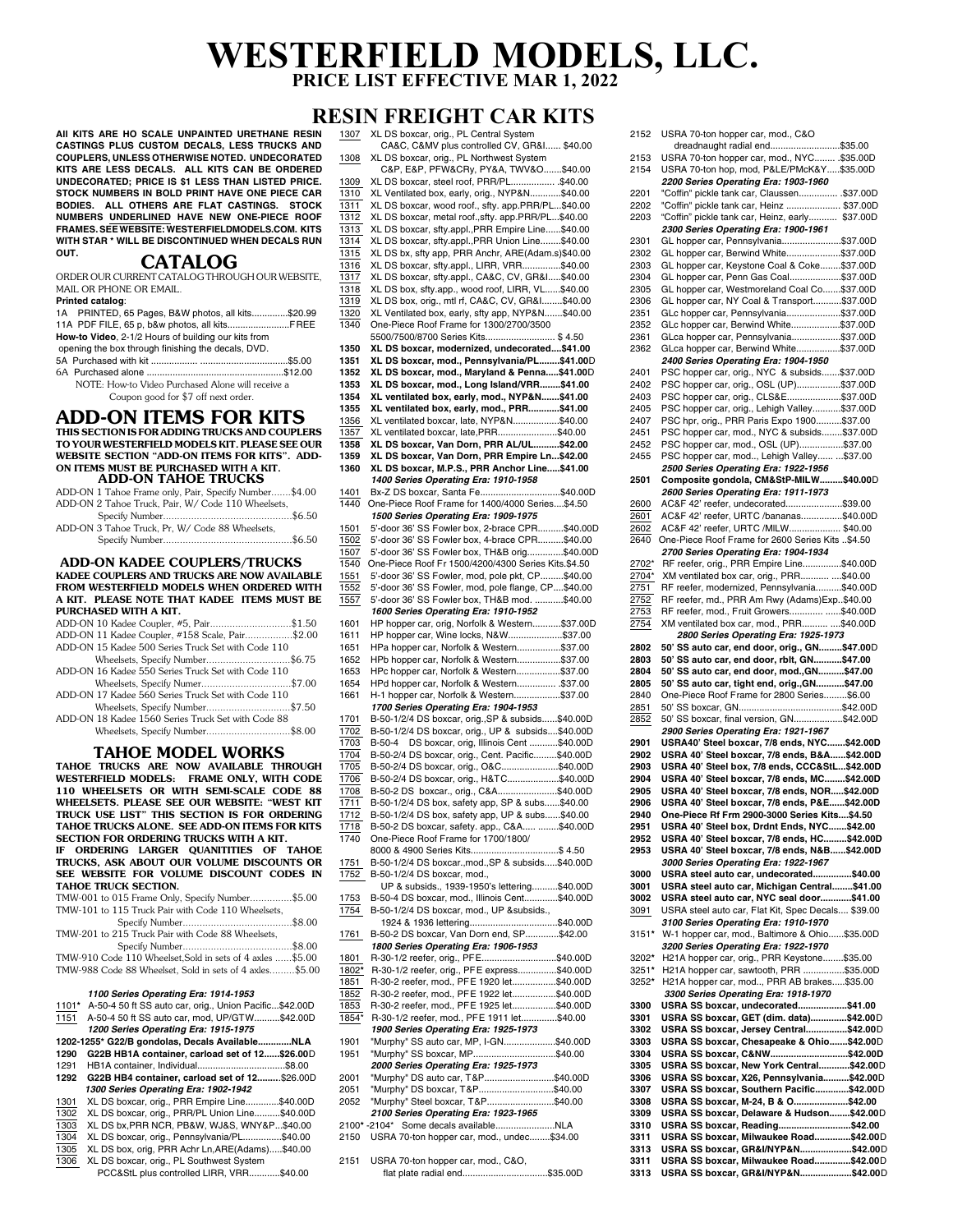# WESTERFIELD MODELS, LLC.

## PRICE LIST EFFECTIVE MAR 1, 2022

## RESIN FREIGHT CAR KITS

**All kits are HO scale unpainted urethane resin castings plus custom decals, less trucks and couplers, unless otherwise noted. Undecorated kits are less decals. All kits can be ordered undecorated; price is $1 less than listed price. Stock numbers in bold print have one piece car bodies. All others are flat castings. Stock numbers underlined have new one-piece roof frames. See website: westerfieldmodels.com. Kits with star * will be discontinued when decals run out.**

## CATALOG

ORDER OUR CURRENT CATALOG THROUGH OUR WEBSITE, MAIL OR PHONE OR EMAIL.

**Printed catalog**:

1A PRINTED, 65 Pages, B&W photos, all kits..............$20.99
11A PDF FILE, 65 p, b&w photos, all kits........................FREE

**How-to Video**, 2-1/2 Hours of building our kits from opening the box through finishing the decals, DVD.

5A Purchased with kit .................. ..................................$5.00
6A Purchased alone ....................................................$12.00

NOTE: How-to Video Purchased Alone will receive a Coupon good for $7 off next order.

## ADD-ON ITEMS FOR KITS

**This section is for adding trucks and couplers to your Westerfield Models kits. Please see our website section "Add-on Items for Kits". Add-on items must be purchased with a kit.**

### ADD-ON TAHOE TRUCKS

ADD-ON 1 Tahoe Frame only, Pair, Specify Number........$4.00
ADD-ON 2 Tahoe Truck, Pair, W/ Code 110 Wheelsets, Specify Number..............................................$6.50
ADD-ON 3 Tahoe Truck, Pr, W/ Code 88 Wheelsets, Specify Number..............................................$6.50

### ADD-ON KADEE COUPLERS/TRUCKS

**Kadee couplers and trucks are now available from Westerfield Models when ordered with a kit. Please note that Kadee items must be purchased with a kit.**

ADD-ON 10 Kadee Coupler, #5, Pair..............................$1.50
ADD-ON 11 Kadee Coupler, #158 Scale, Pair..................$2.00
ADD-ON 15 Kadee 500 Series Truck Set with Code 110 Wheelsets, Specify Number..............................$6.75
ADD-ON 16 Kadee 550 Series Truck Set with Code 110 Wheelsets, Specify Numer..................................$7.00
ADD-ON 17 Kadee 560 Series Truck Set with Code 110 Wheelsets, Specify Number..............................$7.50
ADD-ON 18 Kadee 1560 Series Truck Set with Code 88 Wheelsets, Specify Number..............................$8.00

## TAHOE MODEL WORKS

**Tahoe trucks are now available through Westerfield Models: Frame only, with code 110 wheelsets or with semi-scale code 88 wheelsets. Please see our website: "West kit truck use list" This section is for ordering Tahoe trucks alone. See Add-on items for kits section for ordering trucks with a kit.**

**If ordering larger quanitities of Tahoe trucks, ask about our volume discounts or see website for volume discount codes in Tahoe truck section.**

TMW-001 to 015 Frame Only, Specify Number...............$5.00
TMW-101 to 115 Truck Pair with Code 110 Wheelsets, Specify Number.......................................$8.00
TMW-201 to 215 Truck Pair with Code 88 Wheelsets, Specify Number.......................................$8.00
TMW-910 Code 110 Wheelset,Sold in sets of 4 axles .......$5.00
TMW-988 Code 88 Wheelset, Sold in sets of 4 axles.........$5.00

*1100 Series Operating Era: 1914-1953*

1101* A-50-4 50 ft SS auto car, orig., Union Pacific...$42.00D
1151 A-50-4 50 ft SS auto car, mod, UP/GTW..........$42.00D

*1200 Series Operating Era: 1915-1975*

**1202-1255* G22/B gondolas, Decals Available.............NLA**
**1290 G22B HB1A container, carload set of 12......$26.00D**
1291 HB1A container, Individual..................................$8.00
**1292 G22B HB4 container, carload set of 12.........$26.00D**

*1300 Series Operating Era: 1902-1942*

1301 XL DS boxcar, orig., PRR Empire Line.............$40.00D
1302 XL DS boxcar, orig., PRR/PL Union Line..........$40.00D
1303 XL DS bx,PRR NCR, PB&W, WJ&S, WNY&P...$40.00
1304 XL DS boxcar, orig., Pennsylvania/PL...............$40.00
1305 XL DS box, orig, PRR Achr Ln,ARE(Adams).....$40.00
1306 XL DS boxcar, orig., PL Southwest System PCC&StL plus controlled LIRR, VRR............$40.00
1307 XL DS boxcar, orig., PL Central System CA&C, C&MV plus controlled CV, GR&I...... $40.00
1308 XL DS boxcar, orig., PL Northwest System C&P, E&P, PFW&CRy, PY&A, TWV&O.......$40.00
1309 XL DS boxcar, steel roof, PRR/PL.................. $40.00
1310 XL Ventilated box, early, orig., NYP&N............$40.00
1311 XL DS boxcar, wood roof., sfty. app.PRR/PL...$40.00
1312 XL DS boxcar, metal roof.,sfty. app.PRR/PL...$40.00
1313 XL DS boxcar, sfty.appl.,PRR Empire Line......$40.00
1314 XL DS boxcar, sfty.appl.,PRR Union Line........$40.00
1315 XL DS bx, sfty app, PRR Anchr, ARE(Adam.s)$40.00
1316 XL DS boxcar, sfty.appl., LIRR, VRR...............$40.00
1317 XL DS boxcar, sfty.appl., CA&C, CV, GR&I.....$40.00
1318 XL DS box, sfty.app., wood roof, LIRR, VL......$40.00
1319 XL DS box, orig., mtl rf, CA&C, CV, GR&I........$40.00
1320 XL Ventilated box, early, sfty app, NYP&N.......$40.00
1340 One-Piece Roof Frame for 1300/2700/3500 5500/7500/8700 Series Kits.......................... $ 4.50
**1350 XL DS boxcar, modernized, undecorated....$41.00**
**1351 XL DS boxcar, mod., Pennsylvania/PL........$41.00D**
**1352 XL DS boxcar, mod., Maryland & Penna.....$41.00D**
**1353 XL DS boxcar, mod., Long Island/VRR........$41.00**
**1354 XL ventilated box, early, mod., NYP&N.......$41.00**
**1355 XL ventilated box, early, mod., PRR............$41.00**
1356 XL ventilated boxcar, late, NYP&N..................$40.00
1357 XL ventilated boxcar, late,PRR.......................$40.00
**1358 XL DS boxcar, Van Dorn, PRR AL/UL..........$42.00**
**1359 XL DS boxcar, Van Dorn, PRR Empire Ln...$42.00**
**1360 XL DS boxcar, M.P.S., PRR Anchor Line.....$41.00**

*1400 Series Operating Era: 1910-1958*

1401 Bx-Z DS boxcar, Santa Fe...............................$40.00D
1440 One-Piece Roof Frame for 1400/4000 Series....$4.50

*1500 Series Operating Era: 1909-1975*

1501 5'-door 36' SS Fowler box, 2-brace CPR..........$40.00D
1502 5'-door 36' SS Fowler box, 4-brace CPR..........$40.00D
1507 5'-door 36' SS Fowler box, TH&B orig..............$40.00D
1540 One-Piece Roof Fr 1500/4200/4300 Series Kits.$4.50
1551 5'-door 36' SS Fowler, mod, pole pkt, CP.........$40.00
1552 5'-door 36' SS Fowler, mod, pole flange, CP.....$40.00
1557 5'-door 36' SS Fowler box, TH&B mod. ...........$40.00

*1600 Series Operating Era: 1910-1952*

1601 HP hopper car, orig, Norfolk & Western...........$37.00D
1611 HP hopper car, Wine locks, N&W.....................$37.00
1651 HPa hopper car, Norfolk & Western.................$37.00
1652 HPb hopper car, Norfolk & Western.................$37.00
1653 HPc hopper car, Norfolk & Western.................$37.00
1654 HPd hopper car, Norfolk & Western............... .$37.00
1661 H-1 hopper car, Norfolk & Western..................$37.00

*1700 Series Operating Era: 1904-1953*

1701 B-50-1/2/4 DS boxcar, orig.,SP & subsids......$40.00D
1702 B-50-1/2/4 DS boxcar, orig., UP & subsids....$40.00D
1703 B-50-4 DS boxcar, orig, Illinois Cent ...........$40.00D
1704 B-50-2/4 DS boxcar, orig., Cent. Pacific........$40.00D
1705 B-50-2/4 DS boxcar, orig., O&C......................$40.00D
1706 B-50-2/4 DS boxcar, orig., H&TC....................$40.00D
1708 B-50-2 DS boxcar., orig., C&A........................$40.00D
1711 B-50-1/2/4 DS box, safety app, SP & subs......$40.00
1712 B-50-1/2/4 DS box, safety app, UP & subs......$40.00
1718 B-50-2 DS boxcar, safety. app., C&A.... ........$40.00D
1740 One-Piece Roof Frame for 1700/1800/ 8000 & 4900 Series Kits.................................$ 4.50
1751 B-50-1/2/4 DS boxcar.,mod.,SP & subsids......$40.00D
1752 B-50-1/2/4 DS boxcar, mod., UP & subsids., 1939-1950's lettering..........$40.00D
1753 B-50-4 DS boxcar, mod., Illinois Cent.............$40.00D
1754 B-50-1/2/4 DS boxcar, mod., UP &subsids., 1924 & 1936 lettering..................................$40.00D
1761 B-50-2 DS boxcar, Van Dorn end, SP.............$42.00

*1800 Series Operating Era: 1906-1953*

1801 R-30-1/2 reefer, orig., PFE............................$40.00D
1802* R-30-1/2 reefer, orig., PFE express...............$40.00D
1851 R-30-2 reefer, mod., PFE 1920 let.................$40.00D
1852 R-30-2 reefer, mod., PFE 1922 let.................$40.00D
1853 R-30-2 reefer, mod., PFE 1925 let.................$40.00D
1854* R-30-1/2 reefer, mod., PFE 1911 let..............$40.00

*1900 Series Operating Era: 1925-1973*

1901 "Murphy" SS auto car, MP, I-GN....................$40.00D
1951 "Murphy" SS boxcar, MP...............................$40.00

*2000 Series Operating Era: 1925-1973*

2001 "Murphy" DS auto car, T&P...........................$40.00D
2051 "Murphy" DS boxcar, T&P.............................$40.00
2052 "Murphy" Steel boxcar, T&P..........................$40.00

*2100 Series Operating Era: 1923-1965*

2100*-2104* Some decals available.......................NLA
2150 USRA 70-ton hopper car, mod., undec........$34.00
2151 USRA 70-ton hopper car, mod., C&O, flat plate radial end.................................$35.00D
2152 USRA 70-ton hopper car, mod., C&O dreadnaught radial end...........................$35.00
2153 USRA 70-ton hopper car, mod., NYC........ .$35.00D
2154 USRA 70-ton hop, mod, P&LE/PMcK&Y.....$35.00D

*2200 Series Operating Era: 1903-1960*

2201 "Coffin" pickle tank car, Claussen................. .$37.00D
2202 "Coffin" pickle tank car, Heinz ..................... $37.00D
2203 "Coffin" pickle tank car, Heinz, early........... $37.00D

*2300 Series Operating Era: 1900-1961*

2301 GL hopper car, Pennsylvania.......................$37.00D
2302 GL hopper car, Berwind White.....................$37.00D
2303 GL hopper car, Keystone Coal & Coke........$37.00D
2304 GL hopper car, Penn Gas Coal....................$37.00D
2305 GL hopper car, Westmoreland Coal Co.......$37.00D
2306 GL hopper car, NY Coal & Transport...........$37.00D
2351 GLc hopper car, Pennsylvania.....................$37.00D
2352 GLc hopper car, Berwind White..................$37.00D
2361 GLca hopper car, Pennsylvania...................$37.00D
2362 GLca hopper car, Berwind White.................$37.00D

*2400 Series Operating Era: 1904-1950*

2401 PSC hopper car, orig., NYC & subsids.......$37.00D
2402 PSC hopper car, orig., OSL (UP).................$37.00D
2403 PSC hopper car, orig., CLS&E....................$37.00D
2405 PSC hopper car, orig., Lehigh Valley...........$37.00D
2407 PSC hpr, orig., PRR Paris Expo 1900.........$37.00
2451 PSC hopper car, mod., NYC & subsids........$37.00D
2452 PSC hopper car, mod., OSL (UP)...............$37.00
2455 PSC hopper car, mod.., Lehigh Valley...... ..$37.00

*2500 Series Operating Era: 1922-1956*

**2501 Composite gondola, CM&StP-MILW.........$40.00D**

*2600 Series Operating Era: 1911-1973*

2600 AC&F 42' reefer, undecorated......................$39.00
2601 AC&F 42' reefer, URTC /bananas...............$40.00D
2602 AC&F 42' reefer, URTC /MILW.................... $40.00
2640 One-Piece Roof Frame for 2600 Series Kits ..$4.50

*2700 Series Operating Era: 1904-1934*

2702* RF reefer, orig., PRR Empire Line...............$40.00D
2704* XM ventilated box car, orig., PRR........... ....$40.00
2751 RF reefer, modernized, Pennsylvania..........$40.00D
2752 RF reefer, md., PRR Am Rwy (Adams)Exp..$40.00
2753 RF reefer, mod., Fruit Growers............ ......$40.00D
2754 XM ventilated box car, mod., PRR.......... ....$40.00D

*2800 Series Operating Era: 1925-1973*

**2802 50' SS auto car, end door, orig., GN.........$47.00D**
**2803 50' SS auto car, end door, rblt, GN...........$47.00**
**2804 50' SS auto car, end door, mod.,GN..........$47.00**
**2805 50' SS auto car, tight end, orig.,GN...........$47.00**
2840 One-Piece Roof Frame for 2800 Series.........$6.00
2851 50' SS boxcar, GN........................................$42.00D
2852 50' SS boxcar, final version, GN...................$42.00D

*2900 Series Operating Era: 1921-1967*

**2901 USRA40' Steel boxcar, 7/8 ends, NYC......$42.00D**
**2902 USRA 40' Steel boxcar, 7/8 ends, B&A......$42.00D**
**2903 USRA 40' Steel box, 7/8 ends, CCC&StL...$42.00D**
**2904 USRA 40' Steel boxcar, 7/8 ends, MC........$42.00D**
**2905 USRA 40' Steel boxcar, 7/8 ends, NOR.....$42.00D**
**2906 USRA 40' Steel boxcar, 7/8 ends, P&E......$42.00D**
**2940 One-Piece Rf Frm 2900-3000 Series Kits....$4.50**
**2951 USRA 40' Steel box, Drdnt Ends, NYC.......$42.00**
**2952 USRA 40' Steel boxcar, 7/8 ends, HC.........$42.00D**
**2953 USRA 40' Steel boxcar, 7/8 ends, N&B......$42.00D**

*3000 Series Operating Era: 1922-1967*

**3000 USRA steel auto car, undecorated...............$40.00**
**3001 USRA steel auto car, Michigan Central.......$41.00**
**3002 USRA steel auto car, NYC seal door............$41.00**
3091 USRA steel auto car, Flat Kit, Spec Decals.... $39.00

*3100 Series Operating Era: 1910-1970*

3151* W-1 hopper car, mod., Baltimore & Ohio......$35.00D

*3200 Series Operating Era: 1922-1970*

3202* H21A hopper car, orig., PRR Keystone........$35.00
3251* H21A hopper car, sawtooth, PRR ................$35.00D
3252* H21A hopper car, mod.., PRR AB brakes.....$35.00

*3300 Series Operating Era: 1918-1970*

**3300 USRA SS boxcar, undecorated...................$41.00**
**3301 USRA SS boxcar, GET (dim. data).............$42.00D**
**3302 USRA SS boxcar, Jersey Central................$42.00D**
**3303 USRA SS boxcar, Chesapeake & Ohio.......$42.00D**
**3304 USRA SS boxcar, C&NW.............................$42.00D**
**3305 USRA SS boxcar, New York Central............$42.00D**
**3306 USRA SS boxcar, X26, Pennsylvania..........$42.00D**
**3307 USRA SS boxcar, Southern Pacific.............$42.00D**
**3308 USRA SS boxcar, M-24, B & O....................$42.00**
**3309 USRA SS boxcar, Delaware & Hudson........$42.00D**
**3310 USRA SS boxcar, Reading...........................$42.00**
**3311 USRA SS boxcar, Milwaukee Road..............$42.00D**
**3313 USRA SS boxcar, GR&I/NYP&N...................$42.00D**
**3311 USRA SS boxcar, Milwaukee Road..............$42.00D**
**3313 USRA SS boxcar, GR&I/NYP&N...................$42.00D**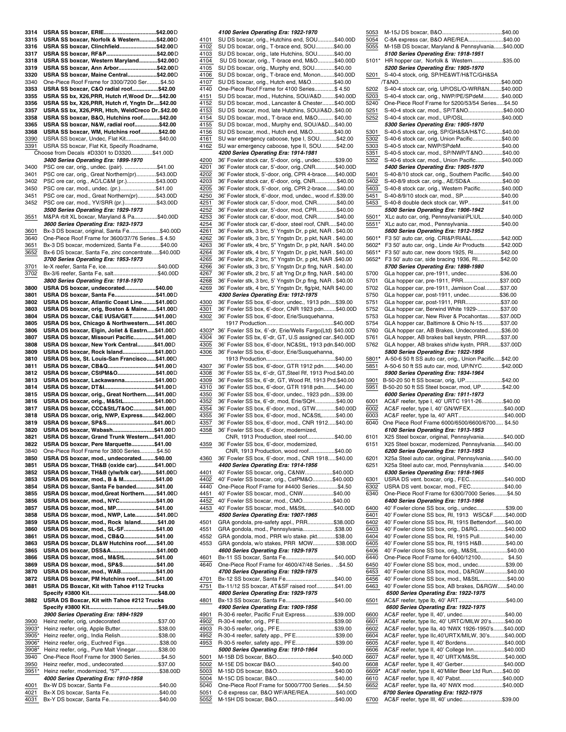**3314 USRA SS boxcar, ERIE..................................$42.00D**
**3315 USRA SS boxcar, Norfolk & Western............$42.00D**
**3316 USRA SS boxcar, Clinchfield.........................$42.00D**
**3317 USRA SS boxcar, RF&P..................................$42.00D**
**3318 USRA SS boxcar, Western Maryland............$42.00D**
**3319 USRA SS boxcar, Ann Arbor.........................$42.00D**
**3320 USRA SS boxcar, Maine Central...................$42.00D**
3340 One-Piece Roof Frame for 3300/7200 Ser..........$4.50
**3353 USRA SS boxcar, C&O radial roof.................$42.00**
**3355 USRA SS bx, X26,PRR, Hutch rf,Wood Dr.....$42.00**
**3356 USRA SS bx, X26,PRR, Hutch rf, Yngtn Dr....$42.00**
**3357 USRA SS bx, X26,PRR, Htch, WeldCreco Dr..$42.00**
**3358 USRA SS boxcar, B&O, Hutchins roof...........$42.00**
**3365 USRA SS boxcar, N&W, radial roof................$42.00**
**3368 USRA SS boxcar, WM, Hutchins roof............$42.00**
3390 USRA SS boxcar, Undec, Flat Kit......................$40.00
3391 USRA SS boxcar, Flat Kit, Specify Roadname, Choose from Decals #D3301 to D3320..............$41.00D

*3400 Series Operating Era: 1899-1970*

3400 PSC ore car, orig., undec. (pair). ......................$41.00
3401 PSC ore car, orig., Great Northern(pr).............$43.00D
3402 PSC ore car, orig., AC/LC&M (pr.)...................$43.00D
3450 PSC ore car, mod., undec. (pr.).......................$41.00
3451 PSC ore car, mod., Great Northern(pr)..............$43.00D
3452 PSC ore car, mod., YV/SRR (pr.).....................$43.00D

*3500 Series Operating Era: 1929-1973*

3551 M&PA rblt XL boxcar, Maryland & Pa...............$40.00D

*3600 Series Operating Era: 1923-1973*

3601 Bx-3 DS boxcar, original, Santa Fe...................$40.00D
3640 One-Piece Roof Frame for 3600/37/76 Series...$ 4.50
3651 Bx-3 DS boxcar, modernized, Santa Fe.............$40.00
3652 Bx-6 DS boxcar, Santa Fe, zinc concentrate.....$40.00D

*3700 Series Operating Era: 1953-1973*

3701 Ie-X reefer, Santa Fe, ice..................................$40.00D
3702 Bx-3/6 reefer, Santa Fe, salt.............................$40.00D

*3800 Series Operating Era: 1918-1970*

**3800 USRA DS boxcar, undecorated...................$40.00**
**3801 USRA DS boxcar, Santa Fe..........................$41.00D**
**3802 USRA DS boxcar, Atlantic Coast Line.........$41.00D**
**3803 USRA DS boxcar, orig, Boston & Maine......$41.00D**
**3804 USRA DS boxcar, C&E I/USA/GET...............$41.00D**
**3805 USRA DS box, Chicago & Northwestern.....$41.00D**
**3806 USRA DS boxcar, Elgin, Joliet & Eastrn.....$41.00D**
**3807 USRA DS boxcar, Missouri Pacific.............$41.00D**
**3808 USRA DS boxcar, New York Central...........$41.00D**
**3809 USRA DS boxcar, Rock Island....................$41.00D**
**3810 USRA DS box, St. Louis-San Francisco......$41.00D**
**3811 USRA DS boxcar, CB&Q..............................$41.00D**
**3812 USRA DS boxcar, CStPM&O........................$41.00D**
**3813 USRA DS boxcar, Lackawanna...................$41.00D**
**3814 USRA DS boxcar, DT&I................................$41.00D**
**3815 USRA DS boxcar, orig., Great Northern......$41.00D**
**3816 USRA DS boxcar, orig., M&StL....................$41.00D**
**3817 USRA DS boxcar, CCC&StL/T&OC..............$41.00D**
**3818 USRA DS boxcar, orig, NWP, Express........$42.00D**
**3819 USRA DS boxcar, SP&S..............................$41.00D**
**3820 USRA DS boxcar, Wabash..........................$41.00D**
**3821 USRA DS boxcar, Grand Trunk Western....$41.00D**
**3822 USRA DS boxcar, Pere Marquette...............$41.00**
3840 One-Piece Roof Frame for 3800 Series...........$4.50
**3850 USRA DS boxcar, mod., undecorated.........$40.00**
**3851 USRA DS boxcar, TH&B (oxide car)............$41.00D**
**3852 USRA DS boxcar, TH&B (ylw/blk car).........$41.00D**
**3853 USRA DS boxcar, mod., B & M....................$41.00**
**3854 USRA DS boxcar, Santa Fe banded.............$41.00**
**3855 USRA DS boxcar, mod,Great Northern........$41.00D**
**3856 USRA DS boxcar, mod., NYC........................$41.00**
**3857 USRA DS boxcar, mod., MP.........................$41.00**
**3858 USRA DS boxcar, mod., NWP, Late.............$41.00D**
**3859 USRA DS boxcar, mod., Rock Island...........$41.00**
**3860 USRA DS boxcar, mod., SL-SF....................$41.00**
**3861 USRA DS boxcar, mod., CB&Q.....................$41.00**
**3863 USRA DS boxcar, DL&W Hutchins roof.......$41.00**
**3865 USRA DS boxcar, DSS&A.............................$41.00D**
**3866 USRA DS boxcar, mod., M&StL....................$41.00**
**3869 USRA DS boxcar, mod., SP&S.....................$41.00**
**3870 USRA DS boxcar, mod., WAB.......................$41.00**
**3872 USRA DS boxcar, PM Hutchins roof............$41.00**
**3881 USRA DS Boxcar, Kit with Tahoe #112 Trucks Specify #3800 Kit............................................$48.00**
**3882 USRA DS Boxcar, Kit with Tahoe #212 Trucks Specify #3800 Kit............................................$49.00**

*3900 Series Operating Era: 1894-1929*

3900 Heinz reefer, orig, undecorated.........................$37.00
3903* Heinz reefer, orig., Apple Butter.........................$38.00
3905* Heinz reefer, orig., India Relish.........................$38.00
3906* Heinz reefer, orig., Euchred Figs.......................$38.00
3908* Heinz reefer, orig., Pure Malt Vinegar...............$38.00
3940 One-Piece Roof Frame for 3900 Series.............$4.50
3950 Heinz reefer, mod., undecorated.......................$37.00
3951* Heinz reefer, modernized, "57".........................$38.00D

*4000 Series Operating Era: 1910-1958*

4001 Bx-W DS boxcar, Santa Fe................................$40.00
4021 Bx-X DS boxcar, Santa Fe.................................$40.00
4031 Bx-Y DS boxcar, Santa Fe.................................$40.00

*4100 Series Operating Era: 1922-1970*

4101 SU DS boxcar, orig., Hutchins end, SOU...........$40.00D
4102 SU DS boxcar, orig., T-brace end, SOU............$40.00D
4103 SU DS boxcar, orig., late Hutchins, SOU...........$40.00
4104 SU DS boxcar, orig., T-brace end, M&O...........$40.00D
4105 SU DS boxcar, orig., Murphy end, SOU.............$40.00
4106 SU DS boxcar, orig., T-brace end, Monon.........$40.00D
4107 SU DS boxcar, orig., Hutch end, M&O..............$40.00
4140 One-Piece Roof Frame for 4100 Series.............$ 4.50
4151 SU DS boxcar, mod., Hutchins, SOU/A&D.........$40.00D
4152 SU DS boxcar, mod., Lancaster & Chester........$40.00D
4153 SU DS boxcar, mod, late Hutchins, SOU/A&D..$40.00
4154 SU DS boxcar, mod., T-brace end, M&O.......... $40.00
4155 SU DS boxcar, mod., Murphy end, SOU/A&D....$40.00
4156 SU DS boxcar, mod., Hutch end, M&O..............$40.00
4161 SU war emergency caboose, type I, SOU...........$42.00
4162 SU war emergency caboose, type II, SOU..........$42.00

*4200 Series Operating Era: 1914-1981*

4200 36' Fowler stock car, 5'-door, orig., undec..........$39.00
4201 36' Fowler stock car, 5'-door, orig.,CNR.............$40.00D
4202 36' Fowler stock, 5'-door, orig, CPR 4-brace......$40.00D
4203 36' Fowler stock car, 6'-door, orig, CNR.............$40.00
4205 36' Fowler stock, 5'-door, orig, CPR 2-brace.......$40.00
4250 36' Fowler stock, 6'-door, mod, undec., wood rf..$39.00
4251 36' Fowler stock car, 5'-door, mod, CNR.............$40.00
4252 36' Fowler stock car, 5'-door, mod, CPR.............$40.00
4253 36' Fowler stock car, 6'-door, mod, CNR.............$40.00
4254 36' Fowler stock car, 6'-door, steel roof, CNR.....$40.00
4261 36' Fowler stk, 3 brc, 5' Yngstn Dr, p pkt, NAR . $40.00
4262 36' Fowler stk, 3 brc, 5' Yngstn Dr, p pkt, NAR . $40.00
4263 36' Fowler stk, 4 brc, 5" Yngstn Dr, p pkt, NAR . $40.00
4264 36' Fowler stk, 4 brc, 5' Yngstn Dr, p pkt, NAR . $40.00
4265 36' Fowler stk, 2 brc, 5" Yngstn Dr, p pkt, NAR .$40.00
4266 36' Fowler stk, 3 brc, 5' Yngstn Dr,p flng, NAR . $40.00
4267 36' Fowler stk, 2 brc, 5' alt Yng Dr,p flng, NAR . $40.00
4268 36' Fowler stk, 3 brc, 5' Yngstn Dr,p flng, NAR . $40.00
4269 36' Fowler stk, 4 brc, 5' Yngstn Dr, flg/pkt, NAR $40.00

*4300 Series Operating Era: 1912-1975*

4300 36' Fowler SS box, 6'-door, undec., 1913 pdn....$39.00
4301 36' Fowler SS box, 6'-door, CNR 1923 pdn........$40.00D
4302 36' Fowler SS box, 6'-door, Erie/Susquehanna, 1917 Production...........................................$40.00D
4303* 36' Fowler SS bx, 6'-dr, Erie/Wells Fargo(Ltd) $40.00D
4304 36' Fowler SS bx, 6'-dr, GT, U.S assigned car..$40.00D
4305 36' Fowler SS box, 6'-door, NC&StL, 1913 pdn.$40.00D
4306 36' Fowler SS box, 6'-door, Erie/Susquehanna, 1913 Production............................................$40.00
4307 36' Fowler SS box, 6'-door, GTR 1912 pdn........$40.00
4308 36' Fowler SS bx, 6'-dr, GT,Steel Rf, 1913 Prod.$40.00
4309 36' Fowler SS bx, 6'-dr, GT, Wood Rf, 1913 Prd.$40.00
4310 36' Fowler SS box, 6'-door, GTR 1918 pdn........$40.00
4350 36' Fowler SS box, 6'-door, undec., 1923 pdn....$39.00
4352 36' Fowler SS bx, 6'-dr, mod, Erie/SQH..............$40.00
4354 36' Fowler SS box, 6'-door, mod., GTW.............$40.00D
4355 36' Fowler SS box, 6'-door, mod., NC&StL.........$40.00
4357 36' Fowler SS box, 6'-door, mod., CNR 1912.....$40.00
4358 36' Fowler SS box, 6'-door, modernized, CNR, 1913 Production, steel roof..................$40.00
4359 36' Fowler SS box, 6'-door, modernized, CNR, 1913 Production, wood roof.................$40.00
4360 36' Fowler SS box, 6'-door, mod., CNR 1918.....$40.00

*4400 Series Operating Era: 1914-1956*

4401 40' Fowler SS boxcar, orig., C&NW...................$40.00D
4402 40' Fowler SS boxcar, orig., CstPM&O.............$40.00D
4440 One-Piece Roof Frame for #4400 Series.............$4.50
4451 40' Fowler SS boxcar, mod., CNW.....................$40.00
4452 40' Fowler SS boxcar, mod., CMO.....................$40.00
4453 40' Fowler SS boxcar, mod., M&StL..................$40.00D

*4500 Series Operating Era: 1907-1965*

4501 GRA gondola, pre-safety appl., PRR................$38.00D
4551 GRA gondola, mod., Pennsylvania.................. .$38.00
4552 GRA gondola, mod., PRR w/o stake. pkt...........$38.00
4553 GRA gondola, w/o stakes, PRR MOW...............$38.00D

*4600 Series Operating Era: 1929-1975*

4601 Bx-11 SS boxcar, Santa Fe................................$40.00D
4640 One-Piece Roof Frame for 4600/47/48 Series.. ..$4.50

*4700 Series Operating Era: 1929-1975*

4701 Bx-12 SS boxcar, Santa Fe................................$40.00
4751 Bx-11/12 SS boxcar, AT&SF raised roof............$41.00

*4800 Series Operating Era: 1929-1975*

4801 Bx-13 SS boxcar, Santa Fe................................$40.00

*4900 Series Operating Era: 1909-1956*

4901 R-30-6 reefer, Pacific Fruit Express..................$39.00D
4902 R-30-4 reefer, orig., PFE...................................$39.00
4903 R-30-5 reefer, orig., PFE...................................$39.00
4952 R-30-4 reefer, safety app., PFE.........................$39.00
4953 R-30-5 reefer, safety app., PFE.........................$39.00

*5000 Series Operating Era: 1910-1964*

5001 M-15B DS boxcar, B&O....................................$40.00D
5002 M-15E DS boxcar B&O....................................$40.00
5003 M-15D DS boxcar, B&O.....................................$40.00
5004 M-15C DS boxcar, B&O.....................................$40.00
5040 One-Piece Roof Frame for 5000/7700 Series......$4.50
5051 C-8 express car, B&O WF/ARE/REA..................$40.00D
5052 M-15H DS boxcar, B&O.....................................$40.00
5053 M-15J DS boxcar, B&O......................................$40.00
5054 C-8A express car, B&O ARE/REA......................$40.00
5055 M-15B DS boxcar, Maryland & Pennsylvania......$40.00D

*5100 Series Operating Era: 1918-1951*

5101* HR hopper car, Norfolk & Western....................$35.00

*5200 Series Operating Era: 1905-1970*

5201 S-40-4 stock, orig, SP/HE&WT/H&TC/GH&SA /T&NO..................................................................$40.00D
5202 S-40-4 stock car, orig, UP/OSL/O-WRR&N.........$40.00D
5203 S-40-4 stock car, orig., NWP/PE/SPdeM........... .$40.00D
5240 One-Piece Roof Frame for 5200/53/54 Series......$4.50
5251 S-40-4 stock car, mod., SP/T&NO.......................$40.00D
5252 S-40-4 stock car, mod., UP/OSL.........................$40.00D

*5300 Series Operating Era: 1905-1970*

5301 S-40-5 stock car, orig, SP/GH&SA/H&TC...........$40.00D
5302 S-40-6 stock car, orig, Union Pacific...................$40.00D
5303 S-40-5 stock car, mod., NWP/SPdeM..................$40.00D
5351 S-40-5 stock car, mod., SP/NWP/T&NO.............$40.00D
5352 S-40-6 stock car, mod., Union Pacific.................$40.00D

*5400 Series Operating Era: 1905-1970*

5401 S-40-8/10 stock car, orig., Southern Pacific........$40.00
5402 S-40-8/9 stock car, orig., AE/SD&A.....................$40.00
5403 S-40-8 stock car, orig., Western Pacific..............$40.00D
5451 S-40-8/9/10 stock car, mod., SP.........................$40.00
5453 S-40-8 double deck stock car, WP......................$41.00

*5500 Series Operating Era: 1906-1942*

5501* XLc auto car, orig, Pennsylvania\PL\UL.............$40.00D
5551* XLc auto car, mod., Pennsylvania......................$40.00D

*5600 Series Operating Era: 1912-1952*

5601* F3 50' auto car, orig. CRI&P/RIA&L...................$42.00D
5602* F3 50' auto car, orig., Linde Air Products...........$42.00D
5651* F3 50' auto car, new doors 1925, RI..................$42.00
5652* F3 50' auto car, side bracing 1936, RI...............$42.00

*5700 Series Operating Era: 1898-1980*

5700 GLa hopper car, pre-1911, undec......................$36.00
5701 GLa hopper car, pre-1911, PRR........................$37.00D
5702 GLa hopper car, pre-1911, Jamison Coal..........$37.00
5750 GLa hopper car, post-1911, undec....................$36.00
5751 GLa hopper car, post-1911, PRR.......................$37.00
5752 GLa hopper car, Berwind White 1929-...............$37.00
5753 GLa hopper car, New River & Pocahontas........$37.00D
5754 GLA hopper car, Baltimore & Ohio N-15............$37.00
5760 GLA hopper car, AB Brakes, Undecorated........$36.00
5761 GLA hopper, AB brakes ball keystn, PRR..........$37.00
5762 GLA hopper, AB brakes sh\dw kystn, PRR........$37.00D

*5800 Series Operating Era: 1922-1956*

5801* A-50-6 50 ft SS auto car, orig., Union Pacific.....$42.00
5851 A-50-6 50 ft SS auto car, mod, UP/NYC.............$42.00D

*5900 Series Operating Era: 1934-1964*

5901 B-50-20 50 ft SS boxcar, orig, UP........................$42.00
5951 B-50-20 50 ft SS Steel boxcar, mod, UP..............$42.00

*6000 Series Operating Era: 1911-1973*

6001 AC&F reefer, type I, 40' URTC 1911-26..............$40.00
6002 AC&F reefer, type I, 40' GN/WFEX......................$40.00D
6003 AC&F reefer, type Ia, 40' ART.............................$40.00D
6040 One Piece Roof Frame 6000/6500/6600/6700..... $4.50

*6100 Series Operating Era: 1913-1953*

6101 X25 Steel boxcar, original, Pennsylvania.............$40.00D
6151 X25 Steel boxcar, modernized, Pennsylvania......$40.00

*6200 Series Operating Era: 1913-1953*

6201 X25a Steel auto car, original, Pennsylvania.........$40.00
6251 X25a Steel auto car, mod, Pennsylvania............ .$40.00

*6300 Series Operating Era: 1918-1965*

6301 USRA DS vent. boxcar, orig., FEC.......................$40.00D
6302 USRA DS vent. boxcar, mod., FEC......................$40.00
6340 One-Piece Roof Frame for 6300/7000 Series........$4.50

*6400 Series Operating Era: 1913-1966*

6400 40' Fowler clone SS box, orig., undec..................$39.00
6401 40' Fowler clone SS box, RI, 1913 WSC&F.......$40.00D
6402 40' Fowler clone SS box, RI, 1915 Bettendorf......$40.00
6403 40' Fowler clone SS box, orig., D&RG...............$40.00D
6404 40' Fowler clone SS box, RI, 1915 Pull................$40.00
6405 40' Fowler clone SS box, RI, 1915 H&B..............$40.00
6406 40' Fowler clone SS box, orig., M&StL..................$40.00
6440 One-Piece Roof Frame for 6400/12100.............. $4.50
6450 40' Fowler clone SS box, mod., undec.................$39.00
6453 40' Fowler clone SS box, mod., D&RGW..............$40.00
6456 40' Fowler clone SS box, mod., M&StL.................$40.00
6463 40' Fowler clone SS box, AB brakes, D&RGW......$40.00

*6500 Series Operating Era: 1922-1975*

6501 AC&F reefer, type Ib, 40' ART..............................$40.00

*6600 Series Operating Era: 1922-1975*

6600 AC&F reefer, type II, 40', undec.........................$40.00
6601 AC&F reefer, type IIc, 40' URTC/MILW 20's.........$40.00
6602 AC&F reefer, type IIa, 40 'NWX 1926-1950's.......$40.00D
6604 AC&F reefer, type IIc,40'URTX/MILW, 30's..........$40.00D
6605 AC&F reefer, type II, 40' Bordens.........................$40.00D
6606 AC&F reefer, type II, 40' College Inn...................$40.00D
6607 AC&F reefer, type II, 40' URTX/M&StL................$40.00D
6608 AC&F reefer, type II, 40' Gerber..........................$40.00D
6609* AC&F reefer, type II, 40'Miller Beer Ltd Run.......$40.00
6610 AC&F reefer, type II, 40' Pabst...........................$40.00D
6652 AC&F reefer, type IIa, 40' NWX mod...................$40.00D

*6700 Series Operating Era: 1922-1975*

6700 AC&F reefer, type III, 40' undec..........................$39.00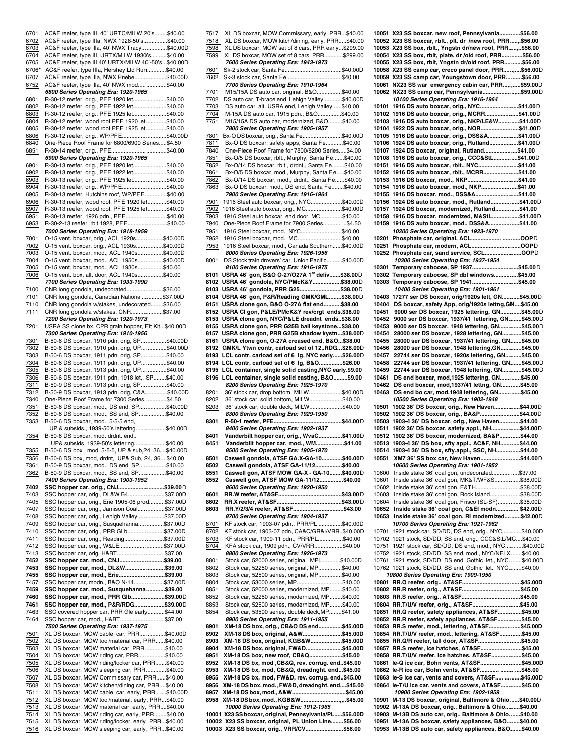6701 AC&F reefer, type III, 40' URTC/MILW 20's........$40.00
6702 AC&F reefer, type IIIa, NWX 1928-50's...............$40.00
6703 AC&F reefer, type IIIa, 40' NWX Tracy...............$40.00D
6704 AC&F reefer, type III, URTX/MILW 1930's...........$40.00
6705 AC&F reefer, type III 40' URTX/MILW 40'-50's...$40.00D
6706* AC&F reefer, type IIIa, Hershey Ltd Run............$40.00
6707 AC&F reefer, type IIIa, NWX Priebe....................$40.00D
6752 AC&F reefer, type IIIa, 40' NWX mod..................$40.00D

*6800 Series Operating Era: 1920-1965*

6801 R-30-12 reefer, orig., PFE 1920 let.....................$40.00
6802 R-30-12 reefer, orig., PFE 1922 let.....................$40.00
6803 R-30-12 reefer, orig., PFE 1925 let.....................$40.00
6804 R-30-12 reefer, wood roof,PFE 1920 let.............$40.00
6805 R-30-12 reefer, wood roof,PFE 1925 let.............$40.00
6806 R-30-12 reefer, orig., WP/PFE..........................$40.00D
6840 One-Piece Roof Frame for 6800/6900 Series.....$4.50
6851 R-30-14 reefer, orig., PFE..................................$40.00

*6900 Series Operating Era: 1920-1965*

6901 R-30-13 reefer, orig., PFE 1920 let.....................$40.00
6902 R-30-13 reefer, orig., PFE 1922 let.....................$40.00
6903 R-30-13 reefer, orig., PFE 1925 let.....................$40.00
6904 R-30-13 reefer, orig., WP/PFE..........................$40.00
6905 R-30-13 reefer, Hutchins roof, WP/PFE..............$40.00
6906 R-30-13 reefer, wood roof, PFE 1920 let............$40.00
6907 R-30-13 reefer, wood roof, PFE 1925 let............$40.00
6951 R-30-13 reefer, 1926 pdn., PFE........... .............$40.00
6953 R-30-2-13 reefer, rblt 1928, PFE.........................$40.00

*7000 Series Operating Era: 1918-1959*

7001 O-15 vent. boxcar, orig., ACL 1920s.................$40.00D
7002 O-15 vent. boxcar, orig., ACL 1930s.................$40.00D
7003 O-15 vent. boxcar, mod., ACL 1940s................$40.00D
7004 O-15 vent. boxcar, mod., ACL 1950s................$40.00D
7005 O-15 vent. boxcar, mod., ACL 1930s................$40.00
7006 O-15 vent. box, alt. door, ACL 1940s................$40.00

*7100 Series Operating Era: 1933-1990*

7100 CNR long gondola, undecorated......................$36.00
7101 CNR long gondola, Canadian National.............$37.00D
7110 CNR long gondola w/stakes, undecorated........$36.00
7111 CNR long gondola w/stakes, CNR...................$37.00

*7200 Series Operating Era: 1920-1973*

7201 USRA SS clone bx, CPR grain hopper, Flt Kit...$40.00D

*7300 Series Operating Era: 1910-1956*

7301 B-50-6 DS boxcar, 1910 pdn. orig, SP................$40.00D
7302 B-50-6 DS boxcar, 1910 pdn. orig, UP................$40.00D
7303 B-50-6 DS boxcar, 1911 pdn. orig, SP................$40.00
7304 B-50-6 DS boxcar, 1911 pdn. orig, UP................$40.00
7305 B-50-6 DS boxcar, 1913 pdn. orig, UP................$40.00
7306 B-50-6 DS boxcar, 1911 pdn. 1918 let,. SP........$40.00
7311 B-50-9 DS boxcar, 1913 pdn. orig, SP................$40.00
7312 B-50-9 DS boxcar, 1913 pdn. orig, C&A..............$40.00D
7340 One-Piece Roof Frame for 7300 Series..............$4.50
7351 B-50-6 DS boxcar, mod., DS end, SP.................$40.00D
7352 B-50-6 DS boxcar, mod., SS end, SP.................$40.00
7353 B-50-6 DS boxcar, mod., 5-5-5 end, UP & subsids., 1939-50's lettering...................$40.00D
7354 B-50-6 DS boxcar, mod. drdnt. end,. UP& subsids, 1939-50's lettering....................$40.00
7355 B-50-6 DS box , mod, 5-5-5, UP & sub,24, 36....$40.00D
7356 B-50-6 DS box, mod, drdnt, UP& Sub, 24, 36....$40.00
7361 B-50-9 DS boxcar, mod., DS end, SP.................$40.00
7362 B-50-9 DS boxcar, mod., SS end, SP.................$40.00

*7400 Series Operating Era: 1903-1952*

**7402 SSC hopper car, orig., CNJ...........................$39.00D**
7403 SSC hopper car, orig., DL&W B4.......................$37.00D
7405 SSC hopper car, orig., Erie 1905-06 prod..........$37.00D
7407 SSC hopper car, orig., Jamison Coal.................$37.00D
7408 SSC hopper car, orig., Lehigh Valley.................$37.00D
7409 SSC hopper car, orig., Susquehanna................$37.00D
7410 SSC hopper car, orig., PRR GLb.......................$37.00D
7411 SSC hopper car, orig., Reading.........................$37.00D
7412 SSC hopper car, orig., W&LE............................$37.00D
7413 SSC hopper car, orig. H&BT.............................$37.00
**7452 SSC hopper car, mod., CNJ...........................$39.00**
**7453 SSC hopper car, mod., DL&W........................$39.00**
**7455 SSC hopper car, mod., Erie............................$39.00**
7457 SSC hopper car, modn., B&O N-14...................$37.00D
**7459 SSC hopper car, mod., Susquehanna............$39.00**
**7460 SSC hopper car, mod., PRR Glb....................$39.00D**
**7461 SSC hopper car, mod., P&R/RDG..................$39.00D**
7463 SSC covered hopper car, PRR Gle early...........$44.00
7464 SSC hopper car, mod., H&BT...........................$37.00

*7500 Series Operating Era: 1937-1975*

7501 XL DS boxcar, MOW cable car, PRR................$40.00D
7502 XL DS boxcar, MOW tool/material car, PRR......$40.00
7503 XL DS boxcar, MOW material car, PRR.............$40.00
7504 XL DS boxcar, MOW riding car, PRR.................$40.00
7505 XL DS boxcar, MOW riding/locker car, PRR.......$40.00
7506 XL DS boxcar, MOW sleeping car, PRR.............$40.00
7507 XL DS boxcar, MOW Commissary car, PRR.......$40.00
7508 XL DS boxcar, MOW kitchen/dining car, PRR....$40.00
7511 XL DS boxcar, MOW cable car, early, PRR.. ...$40.00D
7512 XL DS boxcar, MOW tool/material, early, PRR...$40.00
7513 XL DS boxcar, MOW material car, early, PRR....$40.00
7514 XL DS boxcar, MOW riding car, early, PRR........$40.00
7515 XL DS boxcar, MOW riding/locker, early, PRR...$40.00
7516 XL DS boxcar, MOW sleeping car, early, PRR...$40.00
7517 XL DS boxcar, MOW Commissary, early, PRR...$40.00
7518 XL DS boxcar, MOW kitch/dining, early, PRR.....$40.00
7598 XL DS boxcar, MOW set of 8 cars, PRR early...$299.00
7599 XL DS boxcar, MOW set of 8 cars, PRR............$299.00

*7600 Series Operating Era: 1943-1973*

7601 Sk-2 stock car, Santa Fe....................................$40.00D
7602 Sk-3 stock car, Santa Fe....................................$40.00

*7700 Series Operating Era: 1910-1964*

7701 M15/15A DS auto car, original, B&O................$40.00
7702 DS auto car, T-brace end, Lehigh Valley............$40.00D
7703 DS auto car, alt. USRA end, Lehigh Valley.......$40.00
7704 M-15A DS auto car, 1915 pdn., B&O...............$40.00
7751 M15/15A DS auto car, modernized, B&O..........$40.00

*7800 Series Operating Era: 1905-1957*

7801 Bx-O DS boxcar, orig., Santa Fe.........................$40.00D
7811 Bx-O DS boxcar, safety apps, Santa Fe...........$40.00
7840 One-Piece Roof Frame for 7800/8200 Series.....$4.00
7851 Bx-O/5 DS boxcar, rblt., Murphy, Santa Fe.......$40.00
7852 Bx-O/14 DS boxcar, rblt., drdnt., Santa Fe........$40.00
7861 Bx-O/5 DS boxcar, mod., Murphy, Santa Fe.....$40.00
7862 Bx-O/14 DS boxcar, mod., drdnt., Santa Fe......$40.00
7863 Bx-O DS boxcar, mod., DS end, Santa Fe........$40.00

*7900 Series Operating Era: 1916-1964*

7901 1916 Steel auto boxcar, orig., NYC....................$40.00D
7902 1916 Steel auto boxcar, orig., MC.......................$40.00D
7903 1916 Steel auto boxcar, end door, MC...............$40.00
7940 One-Piece Roof Frame for 7900 Series........... ..$4.50
7951 1916 Steel boxcar, mod., NYC...........................$40.00
7952 1916 Steel boxcar, mod., MC..............................$40.00
7953 1916 Steel boxcar, mod., Canada Southern.......$40.00D

*8000 Series Operating Era: 1926-1956*

8001 DS Stock train drovers' car, Union Pacific..........$40.00D

*8100 Series Operating Era: 1916-1975*

**8101 USRA 46' gon, B&O O-27/O27A 1st deliv.......$38.00D**
**8102 USRA 46' gondola, NYC/PMcK&Y..................$38.00D**
**8103 USRA 46' gondola, PRR G25..........................$38.00D**
**8104 USRA 46' gon, P&R/Reading GMK/GML........$38.00D**
**8151 USRA clone gon, B&O O-27A flat end...........$38.00**
**8152 USRA Cl gon, P&LE/PMcK&Y rev/crgt ends.$38.00**
**8153 USRA clone gon, NYC/P&LE dreadnt ends..$38.00**
**8155 USRA clone gon, PRR G25B ball keystone...$38.00**
**8157 USRA clone gon, PRR G25B shadow kystn...$38.00D**
**8161 USRA clone gon, O-27A creased end, B&O...$38.00**
**8192 GMK/L Ytwn contr, carload set of 12,.RDG...$26.00D**
**8193 LCL contr, carload set of 6 lg, NYC early......$26.00D**
**8194 LCL contr, carload set of 6 lg, B&O..............$26.00**
**8195 LCL container, single solid casting,NYC early.$9.00**
**8196 LCL container, single solid casting, B&O.........$9.00**

*8200 Series Operating Era: 1925-1970*

8201 36' stock car, drop bottom, MILW.....................$40.00D
8202 36' stock car, solid bottom, MILW.....................$40.00
8203 36' stock car, double deck, MILW......................$40.00

*8300 Series Operating Era: 1929-1950*

**8301 R-50-1 reefer, PFE...........................................$44.00D**

*8400 Series Operating Era: 1902-1937*

**8401 Vanderbilt hopper car, orig., WvaC...............$41.00D**
**8451 Vanderbilt hopper car, mod., WM..................$41.00**

*8500 Series Operating Era: 1905-1970*

**8501 Caswell gondola, ATSF GA.X-GA-10.............$40.00D**
**8502 Caswell gondola, ATSF GA-11/12.................$40.00**
**8551 Caswell gon, ATSF MOW GA-X - GA-10........$40.00D**
**8552 Caswell gon, ATSF MOW GA-11/12...............$40.00**

*8600 Series Operating Era: 1920-1950*

**8601 RR.W reefer, AT&SF.......................................$43.00D**
**8602 RR.X reefer, AT&SF.........................................$43.00D**
**8603 RR.Y/2/3/4 reefer, AT&SF...............................$43.00**

*8700 Series Operating Era: 1904-1937*

8701 KF stock car, 1903-07 pdn., PRR/PL ...............$40.00D
8702 KF stock car, 1903-07 pdn, CA&C/GR&I/VRR..$40.00D
8703 KF stock car, 1909-11 pdn., PRR/PL.................$40.00
8704 KFA stock car, 1909 pdn., CV/VRR...................$40.00

*8800 Series Operating Era: 1926-1973*

8801 Stock car, 52000 series, original, MPI.............$40.00D
8802 Stock car, 52250 series, original, MP...............$40.00
8803 Stock car, 52500 series, original, MP...............$40.00
8804 Stock car, 53000 series, MP.............................$40.00
8851 Stock car, 52000 series, modernized, MP........$40.00
8852 Stock car, 52250 series, modernized, MP........$40.00
8853 Stock car, 52500 series, modernized, MP........$40.00
8854 Stock car, 53500 series, double deck,MP.........$41.00

*8900 Series Operating Era: 1911-1955*

**8901 XM-18 DS box, orig., CB&Q DS end..............$45.00D**
**8902 XM-18 DS box, original, A&W.........................$45.00D**
**8903 XM-18 DS box, original, KGB&W....................$45.00D**
**8904 XM-18 DS box, original, FW&D.......................$45.00D**
**8951 XM-18 DS box, new roof, CB&Q.....................$45.00**
**8952 XM-18 DS bx, mod ,CB&Q, rev. corrug. end..$45.00**
**8953 XM-18 DS bx, mod, CB&Q, dreadnght. end...$45.00**
**8955 XM-18 DS bx, mod, FW&D, rev. corrug. end..$45.00**
**8956 XM-18 DS box, mod., FW&D, dreadnght. end,..$45.00**
**8957 XM-18 DS box, mod., A&W..................................$45.00**
**8958 XM-18 DS box, mod., KGB&W...........................$45.00**

*10000 Series Operating Era: 1912-1965*

**10001 X23 SS boxcar, original, Pennsylvania/PL.....$56.00D**
**10002 X23 SS boxcar, original, PL Union Line..........$56.00**
**10003 X23 SS boxcar, orig., VRR/CV........................$56.00**
**10051 X23 SS boxcar, new roof, Pennsylvania............$56.00**
**10052 X23 SS boxcar, rblt., plt. dr /new roof, PRR......$56.00**
**10053 X23 SS box, rblt., Yngstn dr/new roof, PRR.......$56.00**
**10054 X23 SS box, rblt, plate. dr /old roof, PRR...........$56.00**
**10055 X23 SS box, rblt, Yngstn dr/old roof, PRR..........$56.00**
**10058 X23 SS camp car, creco panel door, PRR..........$56.00D**
**10059 X23 SS camp car, Youngstown door, PRR..........$56.00**
**10061 NX23 SS war emergency cabin car, PRR..........$59.00D**
**10062 NX23 SS camp car, Pennsylvania......................$59.00D**

*10100 Series Operating Era: 1916-1964*

**10101 1916 DS auto boxcar, orig., NYC.......................$41.00D**
**10102 1916 DS auto boxcar, orig., MCRR....................$41.00D**
**10103 1916 DS auto boxcar, orig., NKP/LE&W.............$41.00D**
**10104 1922 DS auto boxcar, orig., NOR.......................$41.00D**
**10105 1916 DS auto boxcar, orig., DSS&A...................$41.00D**
**10106 1924 DS auto boxcar, orig., Rutland..................$41.00D**
**10107 1924 DS boxcar, original, Rutland.....................$41.00**
**10108 1916 DS auto boxcar, orig., CCC&StL...............$41.00D**
**10151 1916 DS auto boxcar, rblt., NYC.........................$41.00**
**10152 1916 DS auto boxcar, rblt., MCRR......................$41.00**
**10153 1916 DS boxcar, mod., NKP...............................$41.00**
**10154 1916 DS auto boxcar, mod., NKP.......................$41.00**
**10155 1916 DS boxcar, mod., DSS&A...........................$41.00**
**10156 1924 DS auto boxcar, mod., Rutland..................$41.00D**
**10157 1924 DS boxcar, modernized, Rutland...............$41.00**
**10158 1916 DS boxcar, modernized, M&StL.................$41.00D**
**10159 1916 DS auto boxcar, mod., DSS&A...................$41.00**

*10200 Series Operating Era: 1923-1970*

**10201 Phosphate car, original, ACL.......................... ..........OOPD**
**10251 Phosphate car, modern, ACL...............................OOPD**
**10252 Phosphate car, sand service, SCL.......................OOPD**

*10300 Series Operating Era: 1937-1954*

**10301 Temporary caboose, SP 1937............................$45.00D**
**10302 Temporary caboose, SP dbl windows...............$45.00**
**10303 Temporary caboose, SP 1941............................$45.00**

*10400 Series Operating Era: 1901-1961*

**10403 17277 ser DS boxcar, orig/1920s lett, GN...........$45.00D**
**10404 DS boxcar, safety App, orig/1920s lettng,GN....$45.00**
**10451 9000 ser DS boxcar, 1925 lettering, GN............$45.00D**
**10452 9000 ser DS boxcar, 1937/41 lettering, GN........$45.00D**
**10453 9000 ser DS boxcar, 1948 lettering, GN............$45.00D**
**10454 28000 ser DS boxcar, 1928 lettering, GN............$45.00**
**10455 28000 ser DS boxcar, 1937/41 lettering, GN.......$45.00**
**10456 28000 ser DS boxcar, 1948 lettering,GN.............$45.00**
**10457 22744 ser DS boxcar, 1920s lettering, GN...........$45.00**
**10458 22744 ser DS boxcar, 1937/41 lettering, GN.......$45.00D**
**10459 22744 ser DS boxcar, 1948 lettering, GN............$45.00D**
**10461 DS end boxcar, mod,1925 lettering, GN.............$45.00**
**10462 DS end boxcar, mod,1937/41 lettng, GN.............$45.00**
**10463 DS end bo car, mod,1948 lettering, GN..............$45.00**

*10500 Series Operating Era: 1902-1948*

**10501 1902 36' DS boxcar, orig., New Haven................$44.00D**
**10502 1902 36' DS boxcar, orig., BA&P........................$44.00D**
**10503 1903-4 36' DS boxcar, orig., New Haven.............$44.00**
**10511 1902 36' DS boxcar, safety appl., NH................$44.00D**
**10512 1902 36' DS boxcar, modernized, BA&P.............$44.00**
**10513 1903-4 36' DS box, sfty appl., AC&F, NH............$44.00**
**10514 1903-4 36' DS box, sfty.appl., SSC, NH...............$44.00**
**10551 XM7 36' SS box car, New Haven.........................$44.00D**

*10600 Series Operating Era: 1901-1952*

10600 Inside stake 36' coal gon, undecorated.................$37.00
10601 Inside stake 36' coal gon, MK&T/WF&S...............$38.00D
10602 Inside stake 36' coal gon, E&TH.........................$38.00D
10603 Inside stake 36' coal gon, Rock Island..................$38.00D
10604 Inside stake 36' coal gon, Frisco (SL-SF)..............$38.00D
**10652 Inside stake 36' coal gon, C&EI modn.............. $42.00D**
**10653 Inside stake 36' coal gon, RI modernized..........$42.00D**

*10700 Series Operating Era: 1921-1962*

10701 1921 stock car, SD/DD, DS end, orig., NYC............$40.00D
10702 1921 stock car, SD/DD, SS end, orig., CCC&StL/MC....$40.00
10751 1921 stock car, SD/DD, DS end, mod., NYC..... ....$40.00D
10752 1921 stock car, SD/DD, SS end, mod., NYC/NELX.......$40.00
10761 1921 stock car, SD/DD, DS end, Gothic let., NYC........$40.00D
10762 1921 stock car, SD/DD, SS end, Gothic let., NYC........$40.00

*10800 Series Operating Era: 1909-1950*

**10801 RR.Q reefer, orig., AT&SF....................................$45.00D**
**10802 RR.R reefer, orig., AT&SF....................................$45.00**
**10803 RR.S reefer, orig., AT&SF....................................$45.00**
**10804 RR.T/U/V reefer, orig., AT&SF.............................$45.00**
**10851 RR.Q reefer, safety appliances, AT&SF..............$45.00**
**10852 RR.R reefer, safety appliances, AT&SF..............$45.00**
**10853 RR.S reefer, mod., lettering, AT&SF..................$45.00D**
**10854 RR.T/U/V reefer, mod., lettering, AT&SF............$45.00**
**10855 RR.Q/R reefer, tall door, AT&SF..........................$45.00**
**10857 RR.S reefer, ice hatches, AT&SF..........................$45.00**
**10858 RR.T/U/V reefer, ice hatches, AT&SF..................$45.00**
**10861 Ie-Q ice car, Bohn vents, AT&SF.........................$45.00D**
**10862 Ie-R ice car, Bohn vents, AT&SF........... ........ ....$45.00**
**10863 Ie-S ice car, vents and covers, AT&SF..... ..........$45.00D**
**10864 Ie-T/U ice car, vents and covers, AT&SF.............$45.00**

*10900 Series Operating Era: 1902-1959*

**10901 M-13 DS boxcar, original, Baltimore & Ohio......$40.00D**
**10902 M-13A DS boxcar, orig., Baltimore & Ohio.........$40.00**
**10903 M-13B DS auto car, orig., Baltimore & Ohio.......$40.00**
**10951 M-13A DS boxcar, safety appliances, B&O........$40.00**
**10953 M-13B DS auto car, safety appliances, B&O.......$40.00**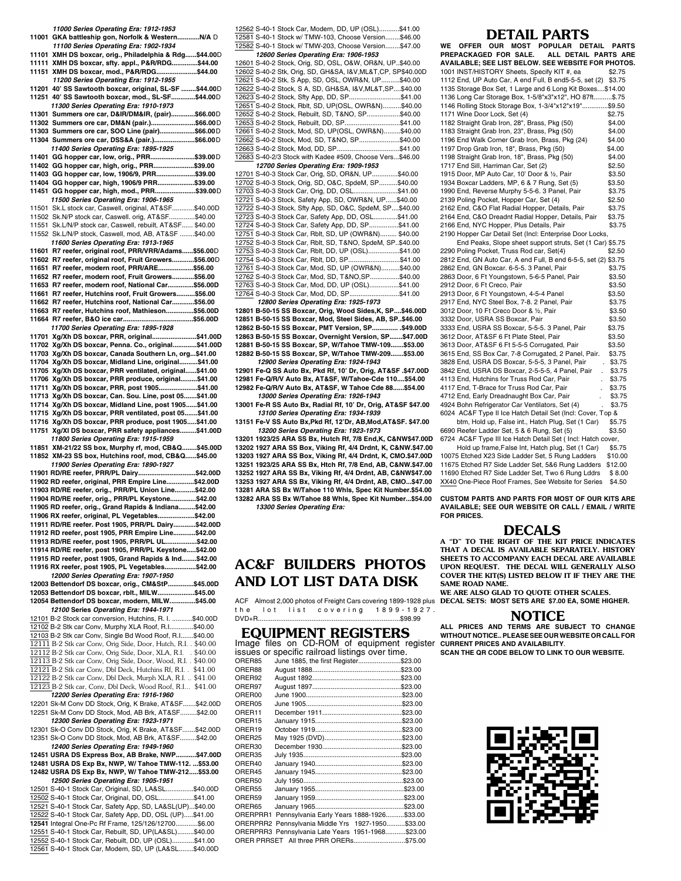*11000 Series Operating Era: 1912-1953*

**11001 GKA battleship gon, Norfolk & Western............N/A D**

*11100 Series Operating Era: 1902-1934*

**11101 XMH DS boxcar, orig., Philadelphia & Rdg......$44.00D**
**11111 XMH DS boxcar, sfty. appl., P&R/RDG.............$44.00**
**11151 XMH DS boxcar, mod., P&R/RDG.....................$44.00**

*11200 Series Operating Era: 1912-1955*

**11201 40' SS Sawtooth boxcar, original, SL-SF ........$44.00D**
**11251 40' SS Sawtooth boxcar, mod., SL-SF.............$44.00D**

*11300 Series Operating Era: 1910-1973*

**11301 Summers ore car, D&IR/DM&IR, (pair).............$66.00D**
**11302 Summers ore car, DM&N (pair.).......................$66.00D**
**11303 Summers ore car, SOO Line (pair)...................$66.00D**
**11304 Summers ore car, DSS&A (pair.).....................$66.00D**

*11400 Series Operating Era: 1895-1925*

**11401 GG hopper car, low, orig., PRR........................$39.00D**
**11402 GG hopper car, high, orig., PRR......................$39.00**
**11403 GG hopper car, low, 1906/9, PRR....................$39.00**
**11404 GG hopper car, high, 1906/9 PRR...................$39.00**
**11451 GG hopper car, high, mod., PRR......................$39.00D**

*11500 Series Operating Era: 1906-1965*

11501 Sk.L stock car, Caswell, original, AT&SF............$40.00D
11502 Sk.N/P stock car, Caswell. orig, AT&SF.............$40.00
11551 Sk.L/N/P stock car, Caswell, rebuilt, AT&SF...... $40.00
11552 Sk.L/N/P stock, Caswell, mod, AB, AT&SF ........$40.00

*11600 Series Operating Era: 1913-1965*

**11601 R7 reefer, original roof, PRR/VRR/Adams.......$56.00D**
**11602 R7 reefer, original roof, Fruit Growers............$56.00D**
**11651 R7 reefer, modern roof, PRR/ARE..................$56.00**
**11652 R7 reefer, modern roof, Fruit Growers............$56.00**
**11653 R7 reefer, modern roof, National Car.............$56.00D**
**11661 R7 reefer, Hutchins roof, Fruit Growers..........$56.00**
**11662 R7 reefer, Hutchins roof, National Car............$56.00**
**11663 R7 reefer, Hutchins roof, Mathieson...............$56.00D**
**11664 R7 reefer, B&O ice car......................................$56.00D**

*11700 Series Operating Era: 1895-1928*

**11701 Xg/Xh DS boxcar, PRR, original........................$41.00D**
**11702 Xg/Xh DS boxcar, Penna. Co., original............$41.00D**
**11703 Xg/Xh DS boxcar, Canada Southern Ln, org...$41.00D**
**11704 Xg/Xh DS boxcar, Midland Line, original..........$41.00**
**11705 Xg/Xh DS boxcar, PRR ventilated, original.......$41.00D**
**11706 Xg/Xh DS boxcar, PRR produce, original.........$41.00D**
**11711 Xg/Xh DS boxcar, PRR, post 1905....................$41.00D**
**11713 Xg/Xh DS boxcar, Can. Sou. Line, post 05.......$41.00D**
**11714 Xg/Xh DS boxcar, Midland Line, post 1905.......$41.00D**
**11715 Xg/Xh DS boxcar, PRR ventilated, post 05.......$41.00D**
**11716 Xg/Xh DS boxcar, PRR produce, post 1905.......$41.00D**
**11751 Xg/Xl DS boxcar, PRR safety appliances.........$41.00D**

*11800 Series Operating Era: 1915-1959*

**11851 XM-21/22 SS box, Murphy rf, mod, CB&Q........$45.00D**
**11852 XM-23 SS box, Hutchins roof, mod, CB&Q........$45.00**

*11900 Series Operating Era: 1890-1927*

**11901 RD/RE reefer, PRR/PL Dairy..............................$42.00D**
**11902 RD reefer, original, PRR Empire Line...............$42.00D**
**11903 RD/RE reefer, orig., PRR/PL Union Line...........$42.00**
**11904 RD/RE reefer, orig., PRR/PL Keystone...........$42.00D**
**11905 RD reefer, orig., Grand Rapids & Indiana.........$42.00**
**11906 RX reefer, original, PL Vegetables...................$42.00**
**11911 RD/RE reefer. Post 1905, PRR/PL Dairy...........$42.00D**
**11912 RD reefer, post 1905, PRR Empire Line............$42.00**
**11913 RD/RE reefer, post 1905, PRR/PL UL.................$42.00**
**11914 RD/RE reefer, post 1905, PRR/PL Keystone.....$42.00**
**11915 RD reefer, post 1905, Grand Rapids & Ind........$42.00**
**11916 RX reefer, post 1905, PL Vegetables................$42.00**

*12000 Series Operating Era: 1907-1950*

**12003 Bettendorf DS boxcar, orig., CM&StP..............$45.00D**
**12053 Bettendorf DS boxcar, rblt., MILW...................$45.00**
**12054 Bettendorf DS boxcar, modern, MILW.............$45.00**

*12100 Series Operating Era: 1944-1971*

12101 B-2 Stock car conversion, Hutchins, R. I. ...........$40.00D
12102 B-2 Stk car Conv, Murphy XLA Roof, R.I.............$40.00
12103 B-2 Stk car Conv, Single Bd Wood Roof, R.I.......$40.00
12111 B-2 Stk car Conv, Orig Side, Door, Hutch, R.I. . $40.00
12112 B-2 Stk car Conv, Orig Side, Door, XLA, R.I. . $40.00
12113 B-2 Stk car Conv, Orig Side, Door, Wood, R.I. . $40.00
12121 B-2 Stk car Conv, Dbl Deck, Hutchins Rf, R.I. . $41.00
12122 B-2 Stk car Conv, Dbl Deck, Murph XLA, R.I. .. $41.00
12123 B-2 Stk car, Conv, Dbl Deck, Wood Roof, R.I... $41.00

*12200 Series Operating Era: 1916-1960*

12201 Sk-M Conv DD Stock, Orig, K Brake, AT&SF.......$42.00D
12251 Sk-M Conv DD Stock, Mod, AB Brk, AT&SF.........$42.00

*12300 Series Operating Era: 1923-1971*

12301 Sk-O Conv DD Stock, Orig, K Brake, AT&SF.......$42.00D
12351 Sk-O Conv DD Stock, Mod, AB Brk, AT&SF.........$42.00

*12400 Series Operating Era: 1949-1960*

**12451 USRA DS Express Box, AB Brake, NWP...........$47.00D**
**12481 USRA DS Exp Bx, NWP, W/ Tahoe TMW-112. ...$53.00**
**12482 USRA DS Exp Bx, NWP, W/ Tahoe TMW-212.....$53.00**

*12500 Series Operating Era: 1905-1951*

12501 S-40-1 Stock Car, Original, SD, LA&SL...............$40.00D
12502 S-40-1 Stock Car, Original, DD, OSL...................$41.00
12521 S-40-1 Stock Car, Safety App, SD, LA&SL(UP)...$40.00
12522 S-40-1 Stock Car, Safety App, DD, OSL (UP)......$41.00
**12541** Integral One-Pc Rf Frame, 125/126/12700...........$6.00
12551 S-40-1 Stock Car, Rebuilt, SD, UP(LA&SL).........$40.00
12552 S-40-1 Stock Car, Rebuilt, DD, UP (OSL)............$41.00
12561 S-40-1 Stock Car, Modern, SD, UP (LA&SL........$40.00D
12562 S-40-1 Stock Car, Modern, DD, UP (OSL)...........$41.00
12581 S-40-1 Stock w/ TMW-103, Choose Version........$46.00
12582 S-40-1 Stock w/ TMW-203, Choose Version........$47.00

*12600 Series Operating Era: 1906-1953*

12601 S-40-2 Stock, Orig, SD, OSL, O&W, OR&N, UP..$40.00
12602 S-40-2 Stk, Orig, SD, GH&SA, I&V,ML&T,CP, SP$40.00D
12621 S-40-2 Stk, S App, SD, OSL, OWR&N, UP..........$40.00
12622 S-40-2 Stock, S A, SD, GH&SA, I&V,ML&T,SP....$40.00
12623 S-40-2 Stock, Sfty App, DD, SP............................$41.00
12651 S-40-2 Stock, Rblt, SD, UP(OSL, OWR&N)..........$40.00
12652 S-40-2 Stock, Rebuilt, SD, T&NO, SP..................$40.00
12653 S-40-2 Stock, Rebuilt, DD, SP..............................$41.00
12661 S-40-2 Stock, Mod, SD, UP(OSL, OWR&N).........$40.00
12662 S-40-2 Stock, Mod, SD, T&NO, SP......................$40.00
12663 S-40-2 Stock, Mod, DD, SP..................................$41.00
12683 S-40-2/3 Stock with Kadee #509, Choose Vers...$46.00

*12700 Series Operating Era: 1909-1953*

12701 S-40-3 Stock Car, Orig, SD, OR&N, UP..............$40.00
12702 S-40-3 Stock, Orig, SD, O&C, SpdeM, SP..........$40.00
12703 S-40-3 Stock Car, Orig, DD, OSL........................$41.00
12721 S-40-3 Stock, Safety App, SD, OWR&N, UP......$40.00
12722 S-40-3 Stock, Sfty App, SD, O&C, SpdeM, SP....$40.00
12723 S-40-3 Stock Car, Safety App, DD, OSL.............$41.00
12724 S-40-3 Stock Car, Safety App, DD, SP................$41.00
12751 S-40-3 Stock Car, Rblt, SD, UP (OWR&N)......... $40.00
12752 S-40-3 Stock Car, Rblt, SD, T&NO, SpdeM, SP..$40.00
12753 S-40-3 Stock Car, Rblt, DD, UP (OSL).................$41.00
12754 S-40-3 Stock Car, Rblt, DD, SP............................$41.00
12761 S-40-3 Stock Car, Mod, SD, UP (OWR&N)..........$40.00
12762 S-40-3 Stock Car, Mod, SD, T&NO,SP................$40.00
12763 S-40-3 Stock Car, Mod, DD, UP (OSL)................$41.00
12764 S-40-3 Stock Car, Mod, DD, SP...........................$41.00

*12800 Series Operating Era: 1925-1973*

**12801 B-50-15 SS Boxcar, Orig, Wood Sides,K, SP....$46.00D**
**12851 B-50-15 SS Boxcar, Mod, Steel Sides, AB, SP..$46.00**
**12862 B-50-15 SS Boxcar, PMT Version, SP.............. .$49.00D**
**12863 B-50-15 SS Boxcar, Overnight Version, SP.......$47.00D**
**12881 B-50-15 SS Boxcar, SP, W/Tahoe TMW-109.......$53.00**
**12882 B-50-15 SS Boxcar, SP, W/Tahoe TMW-209.......$53.00**

*12900 Series Operating Era: 1924-1943*

**12901 Fe-Q SS Auto Bx, Pkd Rf, 10' Dr, Orig, AT&SF .$47.00D**
**12981 Fe-Q/R/V Auto Bx, AT&SF, W/Tahoe-Cde 110....$54.00**
**12982 Fe-Q/R/V Auto Bx, AT&SF, W Tahoe Cde 88......$54.00**

*13000 Series Operating Era: 1926-1943*

**13001 Fe-R SS Auto Bx, Radial Rf, 10' Dr, Orig, AT&SF $47.00**

*13100 Series Operating Era: 1934-1939*

**13151 Fe-V SS Auto Bx,Pkd Rf, 12'Dr, AB,Mod,AT&SF. $47.00**

*13200 Series Operating Era: 1923-1973*

**13201 1923/25 ARA SS Bx, Hutch Rf, 7/8 End,K, C&NW$47.00D**
**13202 1927 ARA SS Box, Viking Rf, 4/4 Drdnt, K, C&NW.$47.00**
**13203 1927 ARA SS Box, Viking Rf, 4/4 Drdnt, K, CMO.$47.00D**
**13251 1923/25 ARA SS Bx, Htch Rf, 7/8 End, AB, C&NW.$47.00**
**13252 1927 ARA SS Bx, Viking Rf, 4/4 Drdnt, AB, C&NW$47.00**
**13253 1927 ARA SS Bx, Viking Rf, 4/4 Drdnt, AB, CMO...$47.00**
**13281 ARA SS Bx W/Tahoe 110 Whls, Spec Kit Number.$54.00**
**13282 ARA SS Bx W/Tahoe 88 Whls, Spec Kit Number...$54.00**

*13300 Series Operating Era:*

## AC&F BUILDERS PHOTOS AND LOT LIST DATA DISK

ACF Almost 2,000 photos of Freight Cars covering 1899-1928 plus the lot list covering 1899-1927. DVD+R...........................................................................$98.99

## EQUIPMENT REGISTERS

Image files on CD-ROM of equipment register issues or specific railroad listings over time.

| | | |
|---|---|---|
| ORER85 | June 1885, the first Register | $23.00 |
| ORER88 | August 1888 | $23.00 |
| ORER92 | August 1892 | $23.00 |
| ORER97 | August 1897 | $23.00 |
| ORER00 | June 1900 | $23.00 |
| ORER05 | June 1905 | $23.00 |
| ORER11 | December 1911 | $23.00 |
| ORER15 | January 1915 | $23.00 |
| ORER19 | October 1919 | $23.00 |
| ORER25 | May 1925 (DVD) | $23.00 |
| ORER30 | December 1930 | $23.00 |
| ORER35 | July 1935 | $23.00 |
| ORER40 | January 1940 | $23.00 |
| ORER45 | January 1945 | $23.00 |
| ORER50 | July 1950 | $23.00 |
| ORER55 | January 1955 | $23.00 |
| ORER59 | January 1959 | $23.00 |
| ORER65 | January 1965 | $23.00 |
| ORERPRR1 | Pennsylvania Early Years 1888-1926 | $33.00 |
| ORERPRR2 | Pennsylvania Middle Yrs 1927-1950 | $33.00 |
| ORERPRR3 | Pennsylvania Late Years 1951-1968 | $23.00 |
| ORER PRRSET | All three PRR ORERs | $75.00 |

## DETAIL PARTS

**WE OFFER OUR MOST POPULAR DETAIL PARTS PREPACKAGED FOR SALE. ALL DETAIL PARTS ARE AVAILABLE; SEE LIST BELOW. SEE WEBSITE FOR PHOTOS.**

| | |
|---|---|
| 1001 INST/HISTORY Sheets, Specify KIT #, ea | $2.75 |
| 1112 End, UP Auto Car, A end Full, B end5-5-5, set (2) | $3.75 |
| 1135 Storage Box Set, 1 Large and 6 Long Kit Boxes | $14.00 |
| 1136 Long Car Storage Box, 1-5/8"x3"x12", HO 87ft | $.75 |
| 1146 Rolling Stock Storage Box, 1-3/4"x12"x19" | $9.50 |
| 1171 Wine Door Lock, Set (4) | $2.75 |
| 1182 Straight Grab Iron, 28", Brass, Pkg (50) | $4.00 |
| 1183 Straight Grab Iron, 23", Brass, Pkg (50) | $4.00 |
| 1196 End Walk Corner Grab Iron, Brass, Pkg (24) | $4.00 |
| 1197 Drop Grab Iron, 18", Brass, Pkg (50) | $4.00 |
| 1198 Straight Grab Iron, 18", Brass, Pkg (50) | $4.00 |
| 1717 End Sill, Harriman Car, Set (2) | $2.50 |
| 1915 Door, MP Auto Car, 10' Door & ½, Pair | $3.50 |
| 1934 Boxcar Ladders, MP, 6 & 7 Rung, Set (5) | $3.50 |
| 1990 End, Reverse Murphy 5-5-6. 3 Panel, Pair | $3.75 |
| 2139 Poling Pocket, Hopper Car, Set (4) | $2.50 |
| 2162 End, C&O Flat Radial Hopper, Details, Pair | $3.75 |
| 2164 End, C&O Dreadnt Radial Hopper, Details, Pair | $3.75 |
| 2166 End, NYC Hopper, Plus Details, Pair | $3.75 |
| 2190 Hopper Car Detail Set (Incl: Enterprise Door Locks, End Peaks, Slope sheet support struts, Set (1 Car) | $5.75 |
| 2290 Poling Pocket, Truss Rod car, Set(4) | $2.50 |
| 2812 End, GN Auto Car, A end and Full, B end 6-5-5, set (2) | $3.75 |
| 2862 End, GN Boxcar. 6-5-5. 3 Panel, Pair | $3.75 |
| 2863 Door, 6 Ft Youngstown, 5-6-5 Panel, Pair | $3.50 |
| 2912 Door, 6 Ft Creco, Pair | $3.50 |
| 2913 Door, 6 Ft Youngstown, 4-5-4 Panel | $3.50 |
| 2917 End, NYC Steel Box, 7-8. 2 Panel, Pair | $3.75 |
| 3012 Door, 10 Ft Creco Door & ½, Pair | $3.50 |
| 3332 Door, USRA SS Boxcar, Pair | $3.50 |
| 3333 End, USRA SS Boxcar, 5-5-5. 3 Panel, Pair | $3.75 |
| 3612 Door, AT&SF 6 Ft Plate Steel, Pair | $3.50 |
| 3613 Door, AT&SF 6 Ft 5-5-5 Corrugated, Pair | $3.50 |
| 3615 End, SS Box Car, 7-8 Corrugated, 2 Panel, Pair. | $3.75 |
| 3828 End, USRA DS Boxcar, 5-5-5, 3 Panel, Pair | $3.75 |
| 3842 End, USRA DS Boxcar, 2-5-5-5, 4 Panel, Pair | $3.75 |
| 4113 End, Hutchins for Truss Rod Car, Pair | $3.75 |
| 4117 End, T-Brace for Truss Rod Car, Pair | $3.75 |
| 4712 End, Early Dreadnaught Box Car, Pair | $3.75 |
| 4924 Bohn Refrigerator Car Ventilators, Set (4) | $3.75 |
| 6024 AC&F Type II Ice Hatch Detail Set (Incl: Cover, Top & btm, Hold up, False int., Hatch Plug, Set (1 Car) | $5.75 |
| 6690 Reefer Ladder Set, 5 & 6 Rung, Set (5) | $3.50 |
| 6724 AC&F Type III Ice Hatch Detail Set ( Incl: Hatch cover, Hold up frame,False Int, Hatch plug, Set (1 Car) | $5.75 |
| 10075 Etched X23 Side Ladder Set, 5 Rung Ladders | $10.00 |
| 11675 Etched R7 Side Ladder Set, 5&6 Rung Ladders | $12.00 |
| 11690 Etched R7 Side Ladder Set, Two 6 Rung Lddrs | $ 8.00 |
| XX40 One-Piece Roof Frames, See Website for Series | $4.50 |

**CUSTOM PARTS AND PARTS FOR MOST OF OUR KITS ARE AVAILABLE; SEE OUR WEBSITE OR CALL / EMAIL / WRITE FOR PRICES.**

## DECALS

**A "D" TO THE RIGHT OF THE KIT PRICE INDICATES THAT A DECAL IS AVAILABLE SEPARATELY. HISTORY SHEETS TO ACCOMPANY EACH DECAL ARE AVAILABLE UPON REQUEST. THE DECAL WILL GENERALLY ALSO COVER THE KIT(S) LISTED BELOW IT IF THEY ARE THE SAME ROAD NAME.**

**WE ARE ALSO GLAD TO QUOTE OTHER SCALES.**

**DECAL SETS: MOST SETS ARE $7.00 EA, SOME HIGHER.**

## NOTICE

**ALL PRICES AND TERMS ARE SUBJECT TO CHANGE WITHOUT NOTICE.. PLEASE SEE OUR WEBSITE OR CALL FOR CURRENT PRICES AND AVAILABILITY.**

**SCAN THE QR CODE BELOW TO LINK TO OUR WEBSITE.**